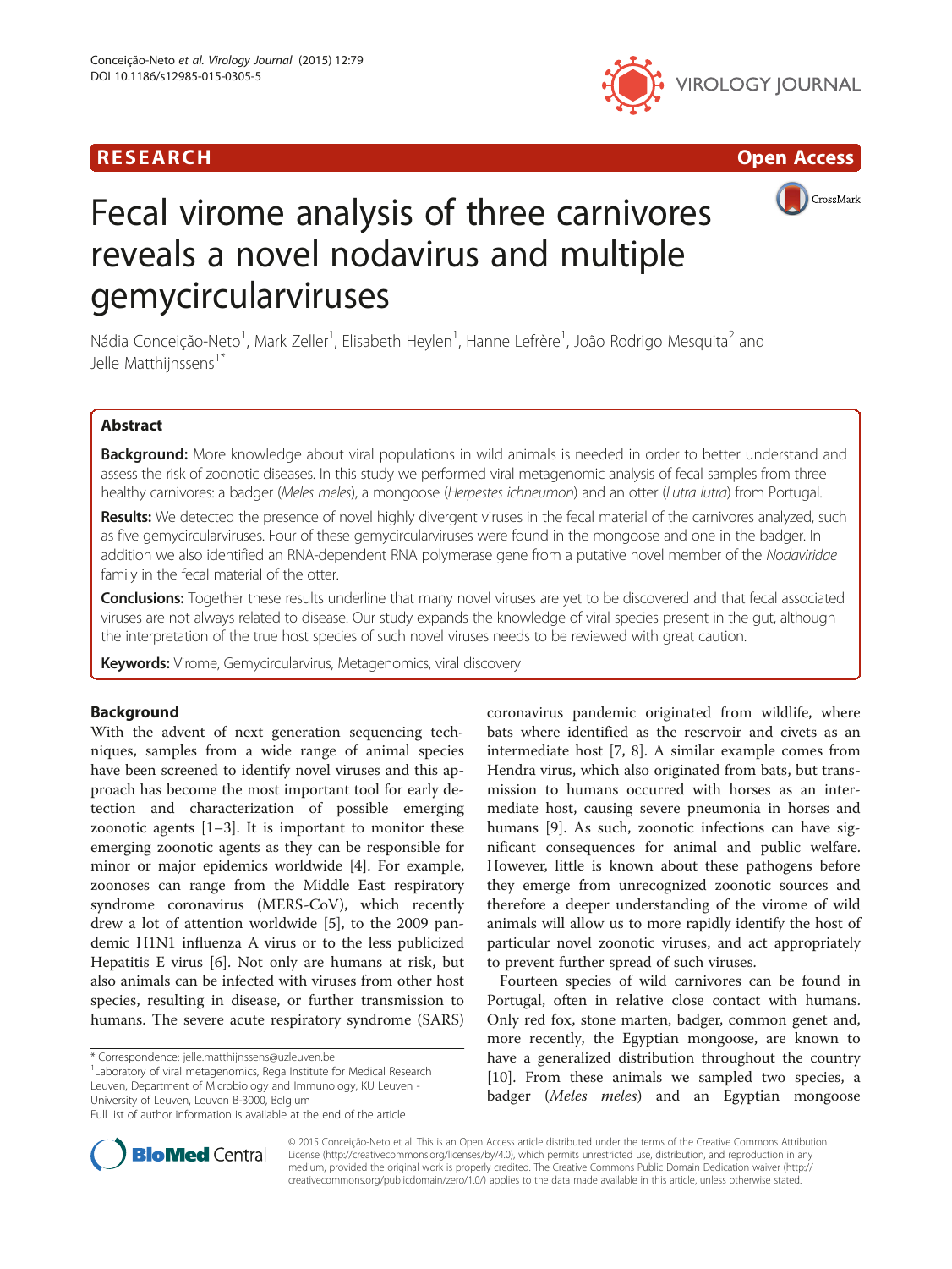RESEARCH Open Access

# Fecal virome analysis of three carnivores reveals a novel nodavirus and multiple gemycircularviruses

Nádia Conceição-Neto[1], Mark Zeller[1], Elisabeth Heylen[1], Hanne Lefrère[1], João Rodrigo Mesquita[2] and Jelle Matthijnssens[1*]

## Abstract

**Background:** More knowledge about viral populations in wild animals is needed in order to better understand and assess the risk of zoonotic diseases. In this study we performed viral metagenomic analysis of fecal samples from three healthy carnivores: a badger (*Meles meles*), a mongoose (*Herpestes ichneumon*) and an otter (*Lutra lutra*) from Portugal.

**Results:** We detected the presence of novel highly divergent viruses in the fecal material of the carnivores analyzed, such as five gemycircularviruses. Four of these gemycircularviruses were found in the mongoose and one in the badger. In addition we also identified an RNA-dependent RNA polymerase gene from a putative novel member of the *Nodaviridae* family in the fecal material of the otter.

**Conclusions:** Together these results underline that many novel viruses are yet to be discovered and that fecal associated viruses are not always related to disease. Our study expands the knowledge of viral species present in the gut, although the interpretation of the true host species of such novel viruses needs to be reviewed with great caution.

**Keywords:** Virome, Gemycircularvirus, Metagenomics, viral discovery

## Background

With the advent of next generation sequencing techniques, samples from a wide range of animal species have been screened to identify novel viruses and this approach has become the most important tool for early detection and characterization of possible emerging zoonotic agents [1–3]. It is important to monitor these emerging zoonotic agents as they can be responsible for minor or major epidemics worldwide [4]. For example, zoonoses can range from the Middle East respiratory syndrome coronavirus (MERS-CoV), which recently drew a lot of attention worldwide [5], to the 2009 pandemic H1N1 influenza A virus or to the less publicized Hepatitis E virus [6]. Not only are humans at risk, but also animals can be infected with viruses from other host species, resulting in disease, or further transmission to humans. The severe acute respiratory syndrome (SARS) coronavirus pandemic originated from wildlife, where bats where identified as the reservoir and civets as an intermediate host [7, 8]. A similar example comes from Hendra virus, which also originated from bats, but transmission to humans occurred with horses as an intermediate host, causing severe pneumonia in horses and humans [9]. As such, zoonotic infections can have significant consequences for animal and public welfare. However, little is known about these pathogens before they emerge from unrecognized zoonotic sources and therefore a deeper understanding of the virome of wild animals will allow us to more rapidly identify the host of particular novel zoonotic viruses, and act appropriately to prevent further spread of such viruses.

Fourteen species of wild carnivores can be found in Portugal, often in relative close contact with humans. Only red fox, stone marten, badger, common genet and, more recently, the Egyptian mongoose, are known to have a generalized distribution throughout the country [10]. From these animals we sampled two species, a badger (*Meles meles*) and an Egyptian mongoose

\* Correspondence: jelle.matthijnssens@uzleuven.be
[1]Laboratory of viral metagenomics, Rega Institute for Medical Research Leuven, Department of Microbiology and Immunology, KU Leuven - University of Leuven, Leuven B-3000, Belgium
Full list of author information is available at the end of the article

© 2015 Conceição-Neto et al. This is an Open Access article distributed under the terms of the Creative Commons Attribution License (http://creativecommons.org/licenses/by/4.0), which permits unrestricted use, distribution, and reproduction in any medium, provided the original work is properly credited. The Creative Commons Public Domain Dedication waiver (http://creativecommons.org/publicdomain/zero/1.0/) applies to the data made available in this article, unless otherwise stated.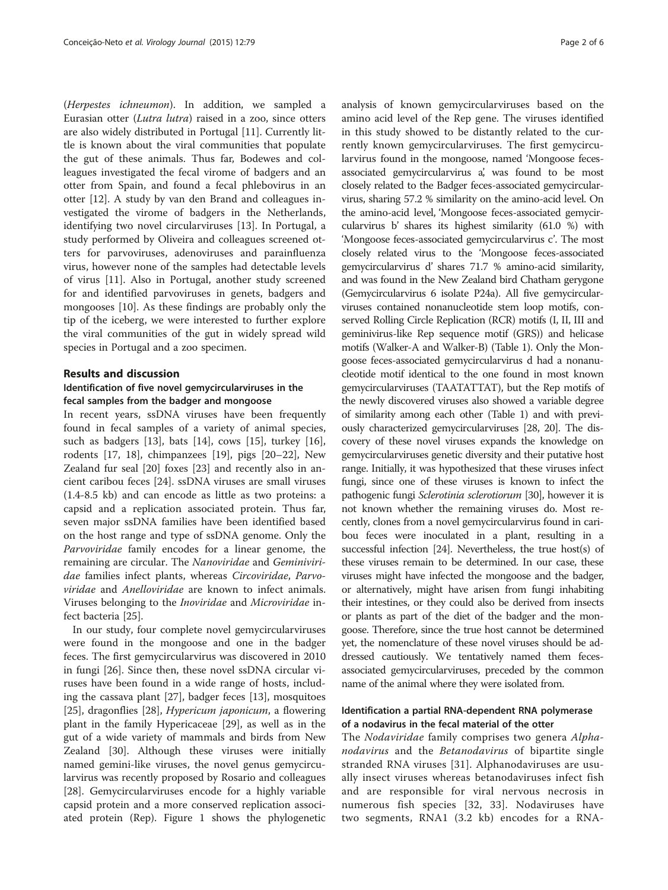(*Herpestes ichneumon*). In addition, we sampled a Eurasian otter (*Lutra lutra*) raised in a zoo, since otters are also widely distributed in Portugal [11]. Currently little is known about the viral communities that populate the gut of these animals. Thus far, Bodewes and colleagues investigated the fecal virome of badgers and an otter from Spain, and found a fecal phlebovirus in an otter [12]. A study by van den Brand and colleagues investigated the virome of badgers in the Netherlands, identifying two novel circularviruses [13]. In Portugal, a study performed by Oliveira and colleagues screened otters for parvoviruses, adenoviruses and parainfluenza virus, however none of the samples had detectable levels of virus [11]. Also in Portugal, another study screened for and identified parvoviruses in genets, badgers and mongooses [10]. As these findings are probably only the tip of the iceberg, we were interested to further explore the viral communities of the gut in widely spread wild species in Portugal and a zoo specimen.

## Results and discussion

### Identification of five novel gemycircularviruses in the fecal samples from the badger and mongoose

In recent years, ssDNA viruses have been frequently found in fecal samples of a variety of animal species, such as badgers [13], bats [14], cows [15], turkey [16], rodents [17, 18], chimpanzees [19], pigs [20–22], New Zealand fur seal [20] foxes [23] and recently also in ancient caribou feces [24]. ssDNA viruses are small viruses (1.4-8.5 kb) and can encode as little as two proteins: a capsid and a replication associated protein. Thus far, seven major ssDNA families have been identified based on the host range and type of ssDNA genome. Only the *Parvoviridae* family encodes for a linear genome, the remaining are circular. The *Nanoviridae* and *Geminiviridae* families infect plants, whereas *Circoviridae*, *Parvoviridae* and *Anelloviridae* are known to infect animals. Viruses belonging to the *Inoviridae* and *Microviridae* infect bacteria [25].

In our study, four complete novel gemycircularviruses were found in the mongoose and one in the badger feces. The first gemycircularvirus was discovered in 2010 in fungi [26]. Since then, these novel ssDNA circular viruses have been found in a wide range of hosts, including the cassava plant [27], badger feces [13], mosquitoes [25], dragonflies [28], *Hypericum japonicum*, a flowering plant in the family Hypericaceae [29], as well as in the gut of a wide variety of mammals and birds from New Zealand [30]. Although these viruses were initially named gemini-like viruses, the novel genus gemycircularvirus was recently proposed by Rosario and colleagues [28]. Gemycircularviruses encode for a highly variable capsid protein and a more conserved replication associated protein (Rep). Figure 1 shows the phylogenetic analysis of known gemycircularviruses based on the amino acid level of the Rep gene. The viruses identified in this study showed to be distantly related to the currently known gemycircularviruses. The first gemycircularvirus found in the mongoose, named 'Mongoose feces-associated gemycircularvirus a', was found to be most closely related to the Badger feces-associated gemycircularvirus, sharing 57.2 % similarity on the amino-acid level. On the amino-acid level, 'Mongoose feces-associated gemycircularvirus b' shares its highest similarity (61.0 %) with 'Mongoose feces-associated gemycircularvirus c'. The most closely related virus to the 'Mongoose feces-associated gemycircularvirus d' shares 71.7 % amino-acid similarity, and was found in the New Zealand bird Chatham gerygone (Gemycircularvirus 6 isolate P24a). All five gemycircularviruses contained nonanucleotide stem loop motifs, conserved Rolling Circle Replication (RCR) motifs (I, II, III and geminivirus-like Rep sequence motif (GRS)) and helicase motifs (Walker-A and Walker-B) (Table 1). Only the Mongoose feces-associated gemycircularvirus d had a nonanucleotide motif identical to the one found in most known gemycircularviruses (TAATATTAT), but the Rep motifs of the newly discovered viruses also showed a variable degree of similarity among each other (Table 1) and with previously characterized gemycircularviruses [28, 20]. The discovery of these novel viruses expands the knowledge on gemycircularviruses genetic diversity and their putative host range. Initially, it was hypothesized that these viruses infect fungi, since one of these viruses is known to infect the pathogenic fungi *Sclerotinia sclerotiorum* [30], however it is not known whether the remaining viruses do. Most recently, clones from a novel gemycircularvirus found in caribou feces were inoculated in a plant, resulting in a successful infection [24]. Nevertheless, the true host(s) of these viruses remain to be determined. In our case, these viruses might have infected the mongoose and the badger, or alternatively, might have arisen from fungi inhabiting their intestines, or they could also be derived from insects or plants as part of the diet of the badger and the mongoose. Therefore, since the true host cannot be determined yet, the nomenclature of these novel viruses should be addressed cautiously. We tentatively named them feces-associated gemycircularviruses, preceded by the common name of the animal where they were isolated from.

### Identification a partial RNA-dependent RNA polymerase of a nodavirus in the fecal material of the otter

The *Nodaviridae* family comprises two genera *Alphanodavirus* and the *Betanodavirus* of bipartite single stranded RNA viruses [31]. Alphanodaviruses are usually insect viruses whereas betanodaviruses infect fish and are responsible for viral nervous necrosis in numerous fish species [32, 33]. Nodaviruses have two segments, RNA1 (3.2 kb) encodes for a RNA-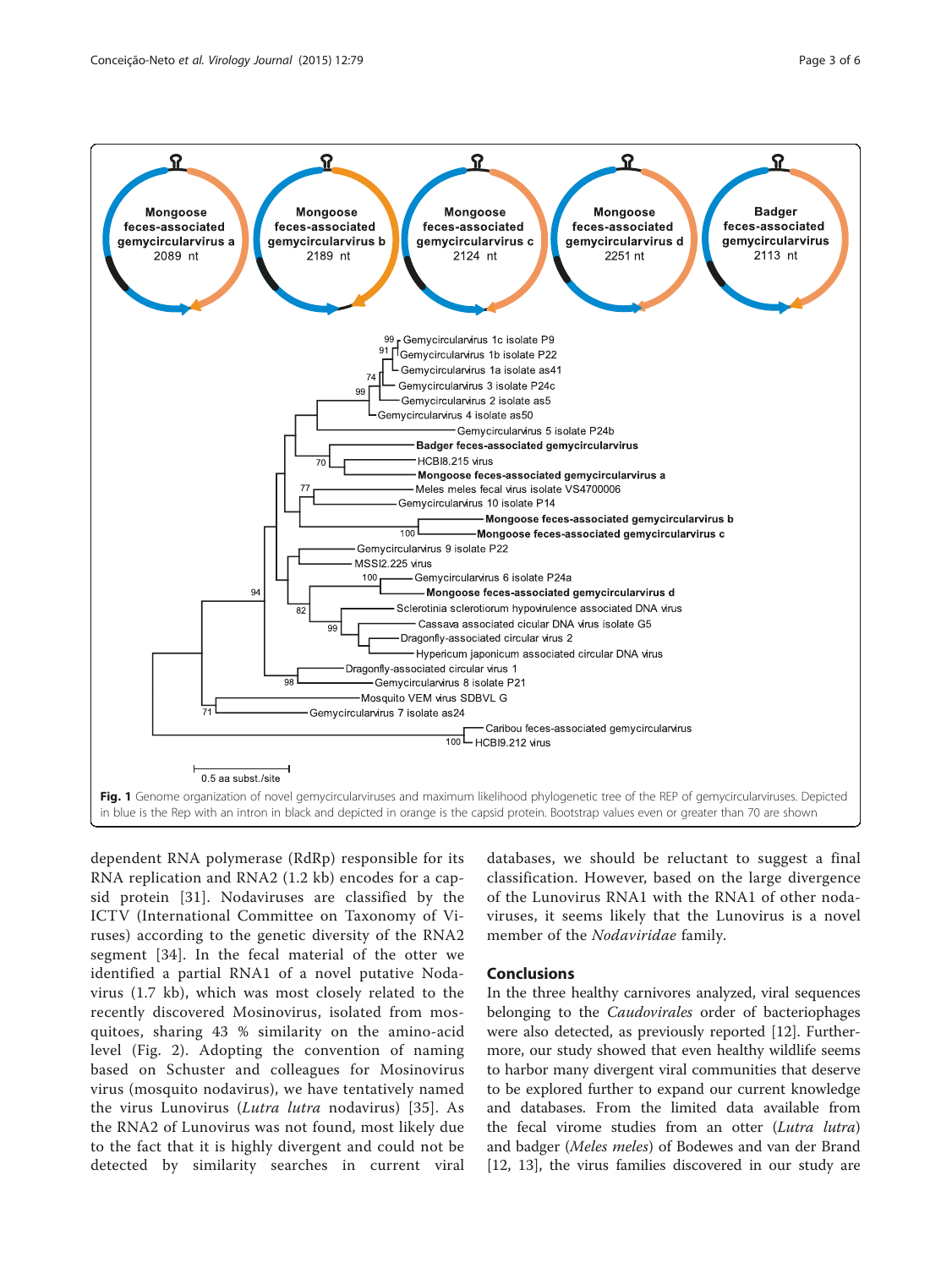Fig. 1 Genome organization of novel gemycircularviruses and maximum likelihood phylogenetic tree of the REP of gemycircularviruses. Depicted in blue is the Rep with an intron in black and depicted in orange is the capsid protein. Bootstrap values even or greater than 70 are shown

dependent RNA polymerase (RdRp) responsible for its RNA replication and RNA2 (1.2 kb) encodes for a capsid protein [31]. Nodaviruses are classified by the ICTV (International Committee on Taxonomy of Viruses) according to the genetic diversity of the RNA2 segment [34]. In the fecal material of the otter we identified a partial RNA1 of a novel putative Nodavirus (1.7 kb), which was most closely related to the recently discovered Mosinovirus, isolated from mosquitoes, sharing 43 % similarity on the amino-acid level (Fig. 2). Adopting the convention of naming based on Schuster and colleagues for Mosinovirus virus (mosquito nodavirus), we have tentatively named the virus Lunovirus (*Lutra lutra* nodavirus) [35]. As the RNA2 of Lunovirus was not found, most likely due to the fact that it is highly divergent and could not be detected by similarity searches in current viral databases, we should be reluctant to suggest a final classification. However, based on the large divergence of the Lunovirus RNA1 with the RNA1 of other nodaviruses, it seems likely that the Lunovirus is a novel member of the *Nodaviridae* family.

## Conclusions

In the three healthy carnivores analyzed, viral sequences belonging to the *Caudovirales* order of bacteriophages were also detected, as previously reported [12]. Furthermore, our study showed that even healthy wildlife seems to harbor many divergent viral communities that deserve to be explored further to expand our current knowledge and databases. From the limited data available from the fecal virome studies from an otter (*Lutra lutra*) and badger (*Meles meles*) of Bodewes and van der Brand [12, 13], the virus families discovered in our study are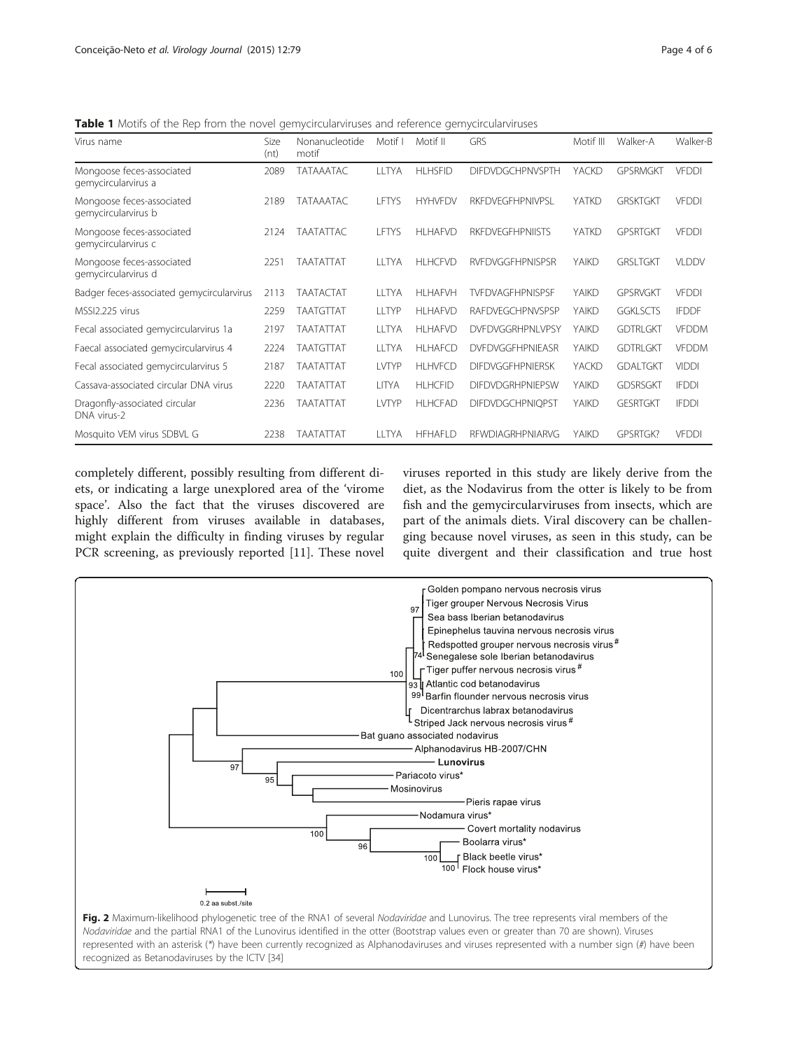**Table 1** Motifs of the Rep from the novel gemycircularviruses and reference gemycircularviruses

| Virus name | Size (nt) | Nonanucleotide motif | Motif I | Motif II | GRS | Motif III | Walker-A | Walker-B |
|---|---|---|---|---|---|---|---|---|
| Mongoose feces-associated gemycircularvirus a | 2089 | TATAAATAC | LLTYA | HLHSFID | DIFDVDGCHPNVSPTH | YACKD | GPSRMGKT | VFDDI |
| Mongoose feces-associated gemycircularvirus b | 2189 | TATAAATAC | LFTYS | HYHVFDV | RKFDVEGFHPNIVPSL | YATKD | GRSKTGKT | VFDDI |
| Mongoose feces-associated gemycircularvirus c | 2124 | TAATATTAC | LFTYS | HLHAFVD | RKFDVEGFHPNIISTS | YATKD | GPSRTGKT | VFDDI |
| Mongoose feces-associated gemycircularvirus d | 2251 | TAATATTAT | LLTYA | HLHCFVD | RVFDVGGFHPNISPSR | YAIKD | GRSLTGKT | VLDDV |
| Badger feces-associated gemycircularvirus | 2113 | TAATACTAT | LLTYA | HLHAFVH | TVFDVAGFHPNISPSF | YAIKD | GPSRVGKT | VFDDI |
| MSSI2.225 virus | 2259 | TAATGTTAT | LLTYP | HLHAFVD | RAFDVEGCHPNVSPSP | YAIKD | GGKLSCTS | IFDDF |
| Fecal associated gemycircularvirus 1a | 2197 | TAATATTAT | LLTYA | HLHAFVD | DVFDVGGRHPNLVPSY | YAIKD | GDTRLGKT | VFDDM |
| Faecal associated gemycircularvirus 4 | 2224 | TAATGTTAT | LLTYA | HLHAFCD | DVFDVGGFHPNIEASR | YAIKD | GDTRLGKT | VFDDM |
| Fecal associated gemycircularvirus 5 | 2187 | TAATATTAT | LVTYP | HLHVFCD | DIFDVGGFHPNIERSK | YACKD | GDALTGKT | VIDDI |
| Cassava-associated circular DNA virus | 2220 | TAATATTAT | LITYA | HLHCFID | DIFDVDGRHPNIEPSW | YAIKD | GDSRSGKT | IFDDI |
| Dragonfly-associated circular DNA virus-2 | 2236 | TAATATTAT | LVTYP | HLHCFAD | DIFDVDGCHPNIQPST | YAIKD | GESRTGKT | IFDDI |
| Mosquito VEM virus SDBVL G | 2238 | TAATATTAT | LLTYA | HFHAFLD | RFWDIAGRHPNIARVG | YAIKD | GPSRTGK? | VFDDI |

completely different, possibly resulting from different diets, or indicating a large unexplored area of the 'virome space'. Also the fact that the viruses discovered are highly different from viruses available in databases, might explain the difficulty in finding viruses by regular PCR screening, as previously reported [11]. These novel viruses reported in this study are likely derive from the diet, as the Nodavirus from the otter is likely to be from fish and the gemycircularviruses from insects, which are part of the animals diets. Viral discovery can be challenging because novel viruses, as seen in this study, can be quite divergent and their classification and true host

**Fig. 2** Maximum-likelihood phylogenetic tree of the RNA1 of several *Nodaviridae* and Lunovirus. The tree represents viral members of the *Nodaviridae* and the partial RNA1 of the Lunovirus identified in the otter (Bootstrap values even or greater than 70 are shown). Viruses represented with an asterisk (*) have been currently recognized as Alphanodaviruses and viruses represented with a number sign (#) have been recognized as Betanodaviruses by the ICTV [34]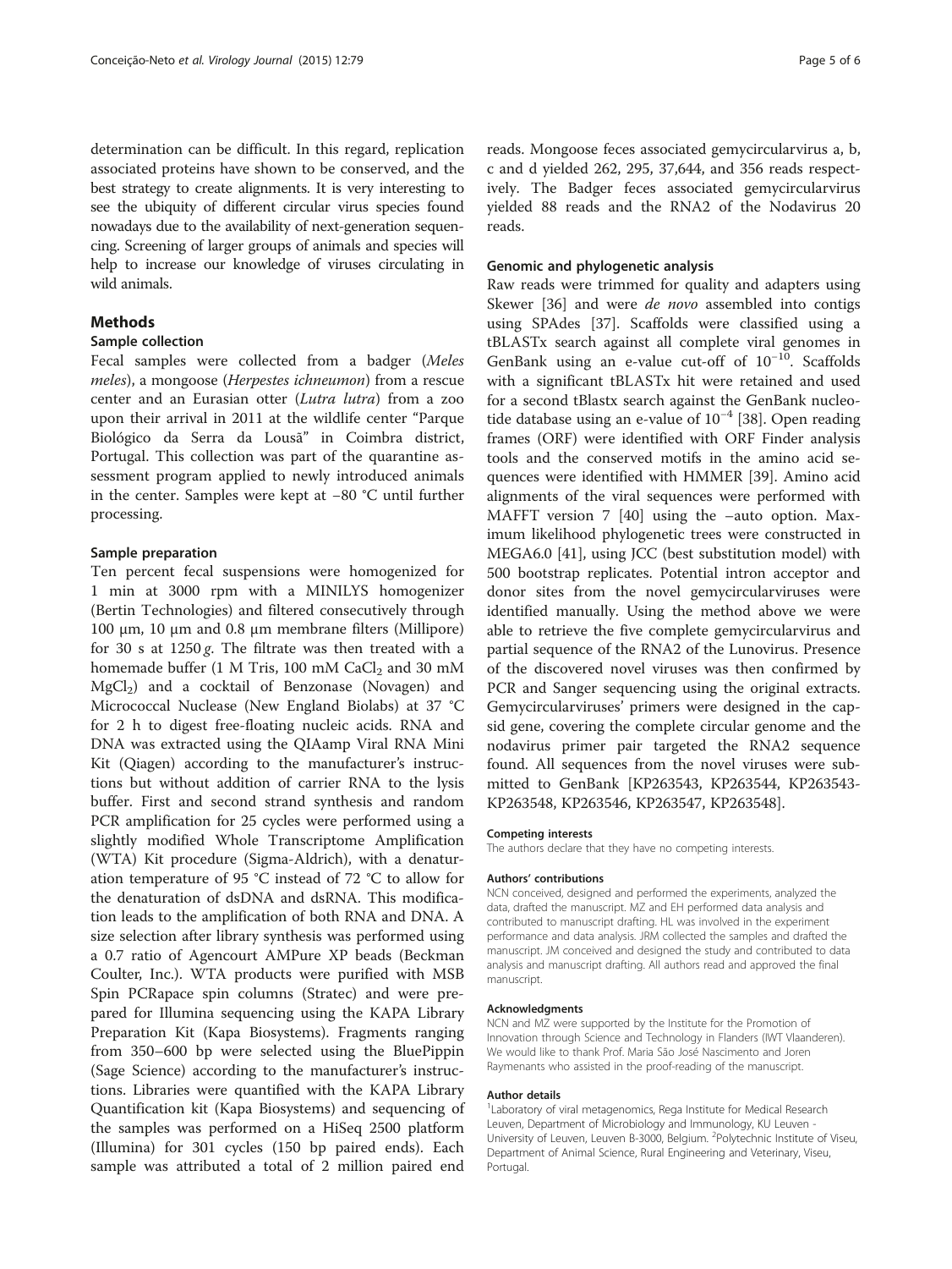determination can be difficult. In this regard, replication associated proteins have shown to be conserved, and the best strategy to create alignments. It is very interesting to see the ubiquity of different circular virus species found nowadays due to the availability of next-generation sequencing. Screening of larger groups of animals and species will help to increase our knowledge of viruses circulating in wild animals.

## Methods

### Sample collection

Fecal samples were collected from a badger (*Meles meles*), a mongoose (*Herpestes ichneumon*) from a rescue center and an Eurasian otter (*Lutra lutra*) from a zoo upon their arrival in 2011 at the wildlife center "Parque Biológico da Serra da Lousã" in Coimbra district, Portugal. This collection was part of the quarantine assessment program applied to newly introduced animals in the center. Samples were kept at −80 °C until further processing.

### Sample preparation

Ten percent fecal suspensions were homogenized for 1 min at 3000 rpm with a MINILYS homogenizer (Bertin Technologies) and filtered consecutively through 100 μm, 10 μm and 0.8 μm membrane filters (Millipore) for 30 s at 1250 *g*. The filtrate was then treated with a homemade buffer (1 M Tris, 100 mM $CaCl_2$ and 30 mM $MgCl_2$) and a cocktail of Benzonase (Novagen) and Micrococcal Nuclease (New England Biolabs) at 37 °C for 2 h to digest free-floating nucleic acids. RNA and DNA was extracted using the QIAamp Viral RNA Mini Kit (Qiagen) according to the manufacturer's instructions but without addition of carrier RNA to the lysis buffer. First and second strand synthesis and random PCR amplification for 25 cycles were performed using a slightly modified Whole Transcriptome Amplification (WTA) Kit procedure (Sigma-Aldrich), with a denaturation temperature of 95 °C instead of 72 °C to allow for the denaturation of dsDNA and dsRNA. This modification leads to the amplification of both RNA and DNA. A size selection after library synthesis was performed using a 0.7 ratio of Agencourt AMPure XP beads (Beckman Coulter, Inc.). WTA products were purified with MSB Spin PCRapace spin columns (Stratec) and were prepared for Illumina sequencing using the KAPA Library Preparation Kit (Kapa Biosystems). Fragments ranging from 350–600 bp were selected using the BluePippin (Sage Science) according to the manufacturer's instructions. Libraries were quantified with the KAPA Library Quantification kit (Kapa Biosystems) and sequencing of the samples was performed on a HiSeq 2500 platform (Illumina) for 301 cycles (150 bp paired ends). Each sample was attributed a total of 2 million paired end reads. Mongoose feces associated gemycircularvirus a, b, c and d yielded 262, 295, 37,644, and 356 reads respectively. The Badger feces associated gemycircularvirus yielded 88 reads and the RNA2 of the Nodavirus 20 reads.

### Genomic and phylogenetic analysis

Raw reads were trimmed for quality and adapters using Skewer [36] and were *de novo* assembled into contigs using SPAdes [37]. Scaffolds were classified using a tBLASTx search against all complete viral genomes in GenBank using an e-value cut-off of $10^{-10}$. Scaffolds with a significant tBLASTx hit were retained and used for a second tBlastx search against the GenBank nucleotide database using an e-value of $10^{-4}$ [38]. Open reading frames (ORF) were identified with ORF Finder analysis tools and the conserved motifs in the amino acid sequences were identified with HMMER [39]. Amino acid alignments of the viral sequences were performed with MAFFT version 7 [40] using the –auto option. Maximum likelihood phylogenetic trees were constructed in MEGA6.0 [41], using JCC (best substitution model) with 500 bootstrap replicates. Potential intron acceptor and donor sites from the novel gemycircularviruses were identified manually. Using the method above we were able to retrieve the five complete gemycircularvirus and partial sequence of the RNA2 of the Lunovirus. Presence of the discovered novel viruses was then confirmed by PCR and Sanger sequencing using the original extracts. Gemycircularviruses' primers were designed in the capsid gene, covering the complete circular genome and the nodavirus primer pair targeted the RNA2 sequence found. All sequences from the novel viruses were submitted to GenBank [KP263543, KP263544, KP263543-KP263548, KP263546, KP263547, KP263548].

#### Competing interests

The authors declare that they have no competing interests.

#### Authors' contributions

NCN conceived, designed and performed the experiments, analyzed the data, drafted the manuscript. MZ and EH performed data analysis and contributed to manuscript drafting. HL was involved in the experiment performance and data analysis. JRM collected the samples and drafted the manuscript. JM conceived and designed the study and contributed to data analysis and manuscript drafting. All authors read and approved the final manuscript.

#### Acknowledgments

NCN and MZ were supported by the Institute for the Promotion of Innovation through Science and Technology in Flanders (IWT Vlaanderen). We would like to thank Prof. Maria São José Nascimento and Joren Raymenants who assisted in the proof-reading of the manuscript.

#### Author details

[1]Laboratory of viral metagenomics, Rega Institute for Medical Research Leuven, Department of Microbiology and Immunology, KU Leuven - University of Leuven, Leuven B-3000, Belgium. [2]Polytechnic Institute of Viseu, Department of Animal Science, Rural Engineering and Veterinary, Viseu, Portugal.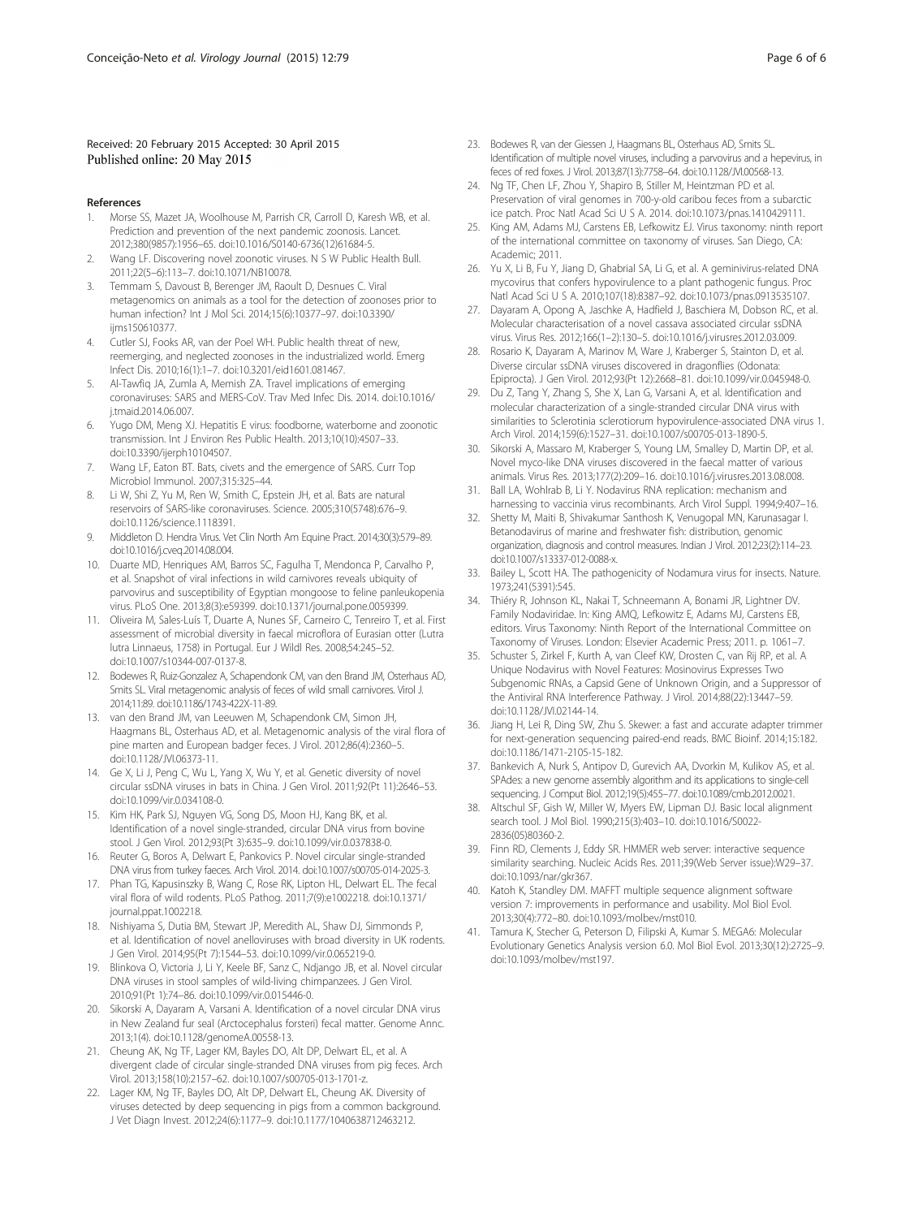Received: 20 February 2015 Accepted: 30 April 2015
Published online: 20 May 2015

## References

1. Morse SS, Mazet JA, Woolhouse M, Parrish CR, Carroll D, Karesh WB, et al. Prediction and prevention of the next pandemic zoonosis. Lancet. 2012;380(9857):1956–65. doi:10.1016/S0140-6736(12)61684-5.
2. Wang LF. Discovering novel zoonotic viruses. N S W Public Health Bull. 2011;22(5–6):113–7. doi:10.1071/NB10078.
3. Temmam S, Davoust B, Berenger JM, Raoult D, Desnues C. Viral metagenomics on animals as a tool for the detection of zoonoses prior to human infection? Int J Mol Sci. 2014;15(6):10377–97. doi:10.3390/ijms150610377.
4. Cutler SJ, Fooks AR, van der Poel WH. Public health threat of new, reemerging, and neglected zoonoses in the industrialized world. Emerg Infect Dis. 2010;16(1):1–7. doi:10.3201/eid1601.081467.
5. Al-Tawfiq JA, Zumla A, Memish ZA. Travel implications of emerging coronaviruses: SARS and MERS-CoV. Trav Med Infec Dis. 2014. doi:10.1016/j.tmaid.2014.06.007.
6. Yugo DM, Meng XJ. Hepatitis E virus: foodborne, waterborne and zoonotic transmission. Int J Environ Res Public Health. 2013;10(10):4507–33. doi:10.3390/ijerph10104507.
7. Wang LF, Eaton BT. Bats, civets and the emergence of SARS. Curr Top Microbiol Immunol. 2007;315:325–44.
8. Li W, Shi Z, Yu M, Ren W, Smith C, Epstein JH, et al. Bats are natural reservoirs of SARS-like coronaviruses. Science. 2005;310(5748):676–9. doi:10.1126/science.1118391.
9. Middleton D. Hendra Virus. Vet Clin North Am Equine Pract. 2014;30(3):579–89. doi:10.1016/j.cveq.2014.08.004.
10. Duarte MD, Henriques AM, Barros SC, Fagulha T, Mendonca P, Carvalho P, et al. Snapshot of viral infections in wild carnivores reveals ubiquity of parvovirus and susceptibility of Egyptian mongoose to feline panleukopenia virus. PLoS One. 2013;8(3):e59399. doi:10.1371/journal.pone.0059399.
11. Oliveira M, Sales-Luís T, Duarte A, Nunes SF, Carneiro C, Tenreiro T, et al. First assessment of microbial diversity in faecal microflora of Eurasian otter (Lutra lutra Linnaeus, 1758) in Portugal. Eur J Wildl Res. 2008;54:245–52. doi:10.1007/s10344-007-0137-8.
12. Bodewes R, Ruiz-Gonzalez A, Schapendonk CM, van den Brand JM, Osterhaus AD, Smits SL. Viral metagenomic analysis of feces of wild small carnivores. Virol J. 2014;11:89. doi:10.1186/1743-422X-11-89.
13. van den Brand JM, van Leeuwen M, Schapendonk CM, Simon JH, Haagmans BL, Osterhaus AD, et al. Metagenomic analysis of the viral flora of pine marten and European badger feces. J Virol. 2012;86(4):2360–5. doi:10.1128/JVI.06373-11.
14. Ge X, Li J, Peng C, Wu L, Yang X, Wu Y, et al. Genetic diversity of novel circular ssDNA viruses in bats in China. J Gen Virol. 2011;92(Pt 11):2646–53. doi:10.1099/vir.0.034108-0.
15. Kim HK, Park SJ, Nguyen VG, Song DS, Moon HJ, Kang BK, et al. Identification of a novel single-stranded, circular DNA virus from bovine stool. J Gen Virol. 2012;93(Pt 3):635–9. doi:10.1099/vir.0.037838-0.
16. Reuter G, Boros A, Delwart E, Pankovics P. Novel circular single-stranded DNA virus from turkey faeces. Arch Virol. 2014. doi:10.1007/s00705-014-2025-3.
17. Phan TG, Kapusinszky B, Wang C, Rose RK, Lipton HL, Delwart EL. The fecal viral flora of wild rodents. PLoS Pathog. 2011;7(9):e1002218. doi:10.1371/journal.ppat.1002218.
18. Nishiyama S, Dutia BM, Stewart JP, Meredith AL, Shaw DJ, Simmonds P, et al. Identification of novel anelloviruses with broad diversity in UK rodents. J Gen Virol. 2014;95(Pt 7):1544–53. doi:10.1099/vir.0.065219-0.
19. Blinkova O, Victoria J, Li Y, Keele BF, Sanz C, Ndjango JB, et al. Novel circular DNA viruses in stool samples of wild-living chimpanzees. J Gen Virol. 2010;91(Pt 1):74–86. doi:10.1099/vir.0.015446-0.
20. Sikorski A, Dayaram A, Varsani A. Identification of a novel circular DNA virus in New Zealand fur seal (Arctocephalus forsteri) fecal matter. Genome Annc. 2013;1(4). doi:10.1128/genomeA.00558-13.
21. Cheung AK, Ng TF, Lager KM, Bayles DO, Alt DP, Delwart EL, et al. A divergent clade of circular single-stranded DNA viruses from pig feces. Arch Virol. 2013;158(10):2157–62. doi:10.1007/s00705-013-1701-z.
22. Lager KM, Ng TF, Bayles DO, Alt DP, Delwart EL, Cheung AK. Diversity of viruses detected by deep sequencing in pigs from a common background. J Vet Diagn Invest. 2012;24(6):1177–9. doi:10.1177/1040638712463212.
23. Bodewes R, van der Giessen J, Haagmans BL, Osterhaus AD, Smits SL. Identification of multiple novel viruses, including a parvovirus and a hepevirus, in feces of red foxes. J Virol. 2013;87(13):7758–64. doi:10.1128/JVI.00568-13.
24. Ng TF, Chen LF, Zhou Y, Shapiro B, Stiller M, Heintzman PD et al. Preservation of viral genomes in 700-y-old caribou feces from a subarctic ice patch. Proc Natl Acad Sci U S A. 2014. doi:10.1073/pnas.1410429111.
25. King AM, Adams MJ, Carstens EB, Lefkowitz EJ. Virus taxonomy: ninth report of the international committee on taxonomy of viruses. San Diego, CA: Academic; 2011.
26. Yu X, Li B, Fu Y, Jiang D, Ghabrial SA, Li G, et al. A geminivirus-related DNA mycovirus that confers hypovirulence to a plant pathogenic fungus. Proc Natl Acad Sci U S A. 2010;107(18):8387–92. doi:10.1073/pnas.0913535107.
27. Dayaram A, Opong A, Jaschke A, Hadfield J, Baschiera M, Dobson RC, et al. Molecular characterisation of a novel cassava associated circular ssDNA virus. Virus Res. 2012;166(1–2):130–5. doi:10.1016/j.virusres.2012.03.009.
28. Rosario K, Dayaram A, Marinov M, Ware J, Kraberger S, Stainton D, et al. Diverse circular ssDNA viruses discovered in dragonflies (Odonata: Epiprocta). J Gen Virol. 2012;93(Pt 12):2668–81. doi:10.1099/vir.0.045948-0.
29. Du Z, Tang Y, Zhang S, She X, Lan G, Varsani A, et al. Identification and molecular characterization of a single-stranded circular DNA virus with similarities to Sclerotinia sclerotiorum hypovirulence-associated DNA virus 1. Arch Virol. 2014;159(6):1527–31. doi:10.1007/s00705-013-1890-5.
30. Sikorski A, Massaro M, Kraberger S, Young LM, Smalley D, Martin DP, et al. Novel myco-like DNA viruses discovered in the faecal matter of various animals. Virus Res. 2013;177(2):209–16. doi:10.1016/j.virusres.2013.08.008.
31. Ball LA, Wohlrab B, Li Y. Nodavirus RNA replication: mechanism and harnessing to vaccinia virus recombinants. Arch Virol Suppl. 1994;9:407–16.
32. Shetty M, Maiti B, Shivakumar Santhosh K, Venugopal MN, Karunasagar I. Betanodavirus of marine and freshwater fish: distribution, genomic organization, diagnosis and control measures. Indian J Virol. 2012;23(2):114–23. doi:10.1007/s13337-012-0088-x.
33. Bailey L, Scott HA. The pathogenicity of Nodamura virus for insects. Nature. 1973;241(5391):545.
34. Thiéry R, Johnson KL, Nakai T, Schneemann A, Bonami JR, Lightner DV. Family Nodaviridae. In: King AMQ, Lefkowitz E, Adams MJ, Carstens EB, editors. Virus Taxonomy: Ninth Report of the International Committee on Taxonomy of Viruses. London: Elsevier Academic Press; 2011. p. 1061–7.
35. Schuster S, Zirkel F, Kurth A, van Cleef KW, Drosten C, van Rij RP, et al. A Unique Nodavirus with Novel Features: Mosinovirus Expresses Two Subgenomic RNAs, a Capsid Gene of Unknown Origin, and a Suppressor of the Antiviral RNA Interference Pathway. J Virol. 2014;88(22):13447–59. doi:10.1128/JVI.02144-14.
36. Jiang H, Lei R, Ding SW, Zhu S. Skewer: a fast and accurate adapter trimmer for next-generation sequencing paired-end reads. BMC Bioinf. 2014;15:182. doi:10.1186/1471-2105-15-182.
37. Bankevich A, Nurk S, Antipov D, Gurevich AA, Dvorkin M, Kulikov AS, et al. SPAdes: a new genome assembly algorithm and its applications to single-cell sequencing. J Comput Biol. 2012;19(5):455–77. doi:10.1089/cmb.2012.0021.
38. Altschul SF, Gish W, Miller W, Myers EW, Lipman DJ. Basic local alignment search tool. J Mol Biol. 1990;215(3):403–10. doi:10.1016/S0022-2836(05)80360-2.
39. Finn RD, Clements J, Eddy SR. HMMER web server: interactive sequence similarity searching. Nucleic Acids Res. 2011;39(Web Server issue):W29–37. doi:10.1093/nar/gkr367.
40. Katoh K, Standley DM. MAFFT multiple sequence alignment software version 7: improvements in performance and usability. Mol Biol Evol. 2013;30(4):772–80. doi:10.1093/molbev/mst010.
41. Tamura K, Stecher G, Peterson D, Filipski A, Kumar S. MEGA6: Molecular Evolutionary Genetics Analysis version 6.0. Mol Biol Evol. 2013;30(12):2725–9. doi:10.1093/molbev/mst197.